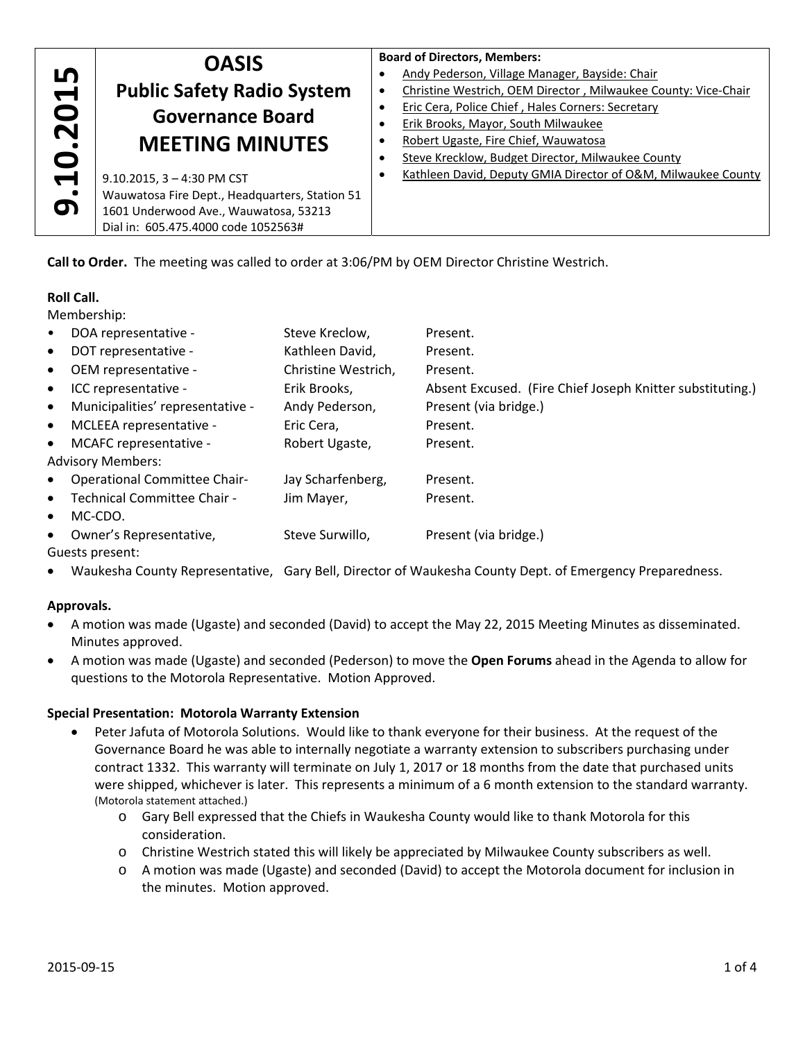| 9.10.2015 | OASIS Public Safety Radio System Governance Board MEETING MINUTES<br><br>9.10.2015, 3 – 4:30 PM CST<br>Wauwatosa Fire Dept., Headquarters, Station 51<br>1601 Underwood Ave., Wauwatosa, 53213<br>Dial in: 605.475.4000 code 1052563# | **Board of Directors, Members:**<br>• Andy Pederson, Village Manager, Bayside: Chair<br>• Christine Westrich, OEM Director , Milwaukee County: Vice-Chair<br>• Eric Cera, Police Chief , Hales Corners: Secretary<br>• Erik Brooks, Mayor, South Milwaukee<br>• Robert Ugaste, Fire Chief, Wauwatosa<br>• Steve Krecklow, Budget Director, Milwaukee County<br>• Kathleen David, Deputy GMIA Director of O&M, Milwaukee County |
|---|---|---|

**Call to Order.** The meeting was called to order at 3:06/PM by OEM Director Christine Westrich.

**Roll Call.**

Membership:

- DOA representative - Steve Kreclow, Present.
- DOT representative - Kathleen David, Present.
- OEM representative - Christine Westrich, Present.
- ICC representative - Erik Brooks, Absent Excused. (Fire Chief Joseph Knitter substituting.)
- Municipalities' representative - Andy Pederson, Present (via bridge.)
- MCLEEA representative - Eric Cera, Present.
- MCAFC representative - Robert Ugaste, Present.

Advisory Members:

- Operational Committee Chair- Jay Scharfenberg, Present.
- Technical Committee Chair - Jim Mayer, Present.
- MC-CDO.
- Owner's Representative, Steve Surwillo, Present (via bridge.)

Guests present:

- Waukesha County Representative, Gary Bell, Director of Waukesha County Dept. of Emergency Preparedness.

**Approvals.**

- A motion was made (Ugaste) and seconded (David) to accept the May 22, 2015 Meeting Minutes as disseminated. Minutes approved.
- A motion was made (Ugaste) and seconded (Pederson) to move the **Open Forums** ahead in the Agenda to allow for questions to the Motorola Representative. Motion Approved.

**Special Presentation: Motorola Warranty Extension**

- Peter Jafuta of Motorola Solutions. Would like to thank everyone for their business. At the request of the Governance Board he was able to internally negotiate a warranty extension to subscribers purchasing under contract 1332. This warranty will terminate on July 1, 2017 or 18 months from the date that purchased units were shipped, whichever is later. This represents a minimum of a 6 month extension to the standard warranty. (Motorola statement attached.)
  - Gary Bell expressed that the Chiefs in Waukesha County would like to thank Motorola for this consideration.
  - Christine Westrich stated this will likely be appreciated by Milwaukee County subscribers as well.
  - A motion was made (Ugaste) and seconded (David) to accept the Motorola document for inclusion in the minutes. Motion approved.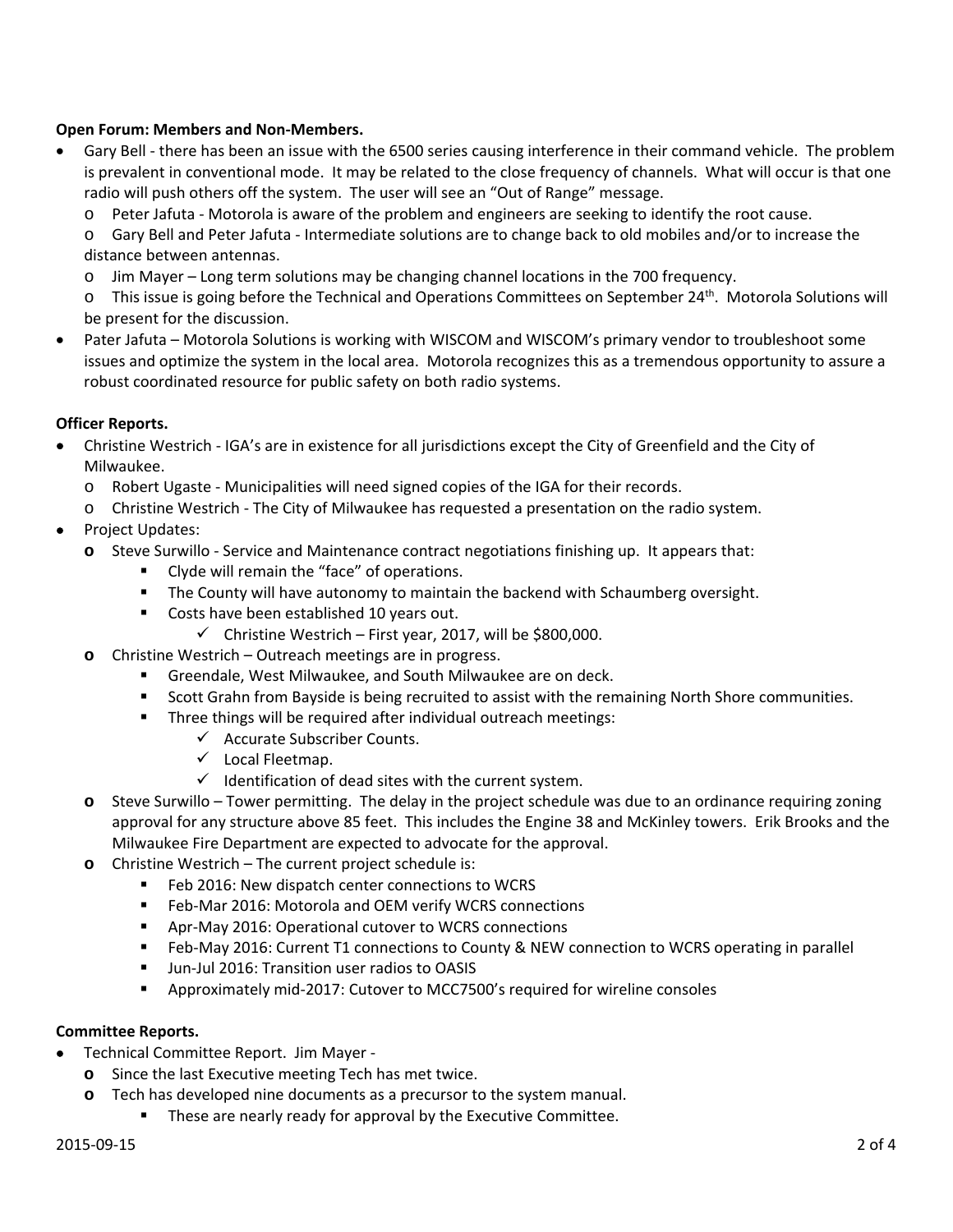**Open Forum: Members and Non-Members.**

- Gary Bell - there has been an issue with the 6500 series causing interference in their command vehicle. The problem is prevalent in conventional mode. It may be related to the close frequency of channels. What will occur is that one radio will push others off the system. The user will see an "Out of Range" message.
  - Peter Jafuta - Motorola is aware of the problem and engineers are seeking to identify the root cause.
  - Gary Bell and Peter Jafuta - Intermediate solutions are to change back to old mobiles and/or to increase the distance between antennas.
  - Jim Mayer – Long term solutions may be changing channel locations in the 700 frequency.
  - This issue is going before the Technical and Operations Committees on September 24th. Motorola Solutions will be present for the discussion.
- Pater Jafuta – Motorola Solutions is working with WISCOM and WISCOM's primary vendor to troubleshoot some issues and optimize the system in the local area. Motorola recognizes this as a tremendous opportunity to assure a robust coordinated resource for public safety on both radio systems.

**Officer Reports.**

- Christine Westrich - IGA's are in existence for all jurisdictions except the City of Greenfield and the City of Milwaukee.
  - Robert Ugaste - Municipalities will need signed copies of the IGA for their records.
  - Christine Westrich - The City of Milwaukee has requested a presentation on the radio system.
- Project Updates:
  - Steve Surwillo - Service and Maintenance contract negotiations finishing up. It appears that:
    - Clyde will remain the "face" of operations.
    - The County will have autonomy to maintain the backend with Schaumberg oversight.
    - Costs have been established 10 years out.
      - ✓ Christine Westrich – First year, 2017, will be $800,000.
  - Christine Westrich – Outreach meetings are in progress.
    - Greendale, West Milwaukee, and South Milwaukee are on deck.
    - Scott Grahn from Bayside is being recruited to assist with the remaining North Shore communities.
    - Three things will be required after individual outreach meetings:
      - ✓ Accurate Subscriber Counts.
      - ✓ Local Fleetmap.
      - ✓ Identification of dead sites with the current system.
  - Steve Surwillo – Tower permitting. The delay in the project schedule was due to an ordinance requiring zoning approval for any structure above 85 feet. This includes the Engine 38 and McKinley towers. Erik Brooks and the Milwaukee Fire Department are expected to advocate for the approval.
  - Christine Westrich – The current project schedule is:
    - Feb 2016: New dispatch center connections to WCRS
    - Feb-Mar 2016: Motorola and OEM verify WCRS connections
    - Apr-May 2016: Operational cutover to WCRS connections
    - Feb-May 2016: Current T1 connections to County & NEW connection to WCRS operating in parallel
    - Jun-Jul 2016: Transition user radios to OASIS
    - Approximately mid-2017: Cutover to MCC7500's required for wireline consoles

**Committee Reports.**

- Technical Committee Report. Jim Mayer -
  - Since the last Executive meeting Tech has met twice.
  - Tech has developed nine documents as a precursor to the system manual.
    - These are nearly ready for approval by the Executive Committee.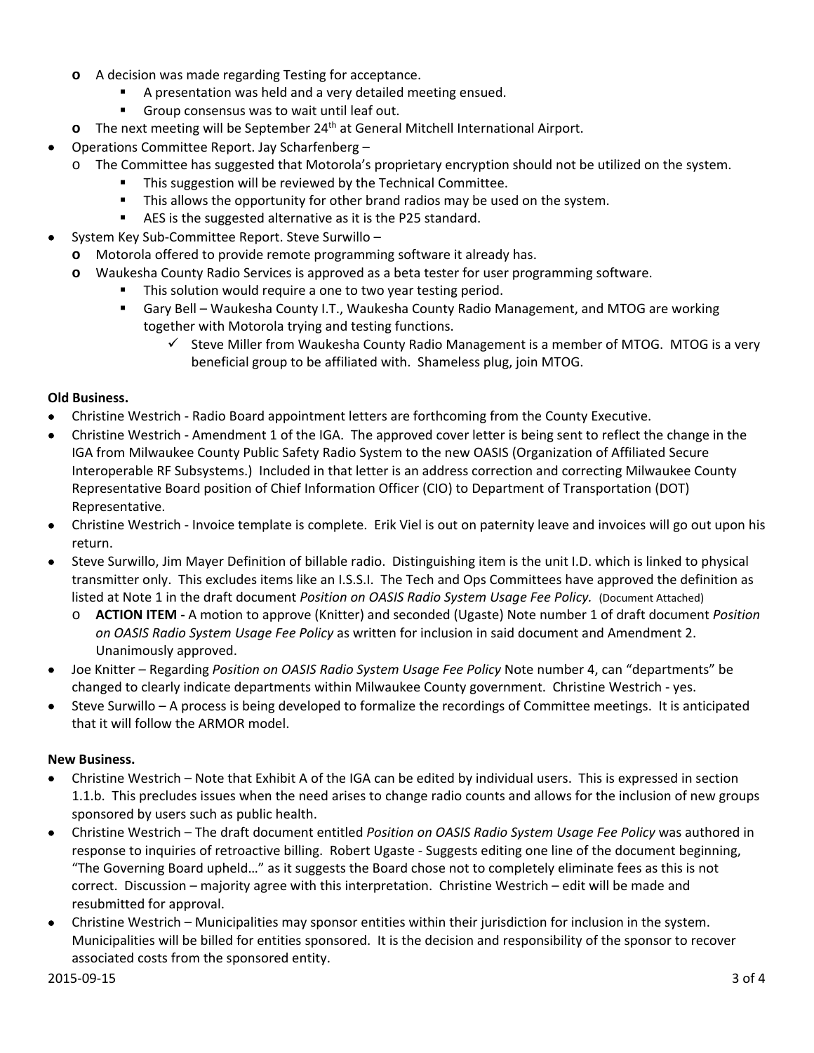- A decision was made regarding Testing for acceptance.
    - A presentation was held and a very detailed meeting ensued.
    - Group consensus was to wait until leaf out.
  - The next meeting will be September 24th at General Mitchell International Airport.
- Operations Committee Report. Jay Scharfenberg –
  - The Committee has suggested that Motorola's proprietary encryption should not be utilized on the system.
    - This suggestion will be reviewed by the Technical Committee.
    - This allows the opportunity for other brand radios may be used on the system.
    - AES is the suggested alternative as it is the P25 standard.
- System Key Sub-Committee Report. Steve Surwillo –
  - Motorola offered to provide remote programming software it already has.
  - Waukesha County Radio Services is approved as a beta tester for user programming software.
    - This solution would require a one to two year testing period.
    - Gary Bell – Waukesha County I.T., Waukesha County Radio Management, and MTOG are working together with Motorola trying and testing functions.
      - ✓ Steve Miller from Waukesha County Radio Management is a member of MTOG. MTOG is a very beneficial group to be affiliated with. Shameless plug, join MTOG.

**Old Business.**

- Christine Westrich - Radio Board appointment letters are forthcoming from the County Executive.
- Christine Westrich - Amendment 1 of the IGA. The approved cover letter is being sent to reflect the change in the IGA from Milwaukee County Public Safety Radio System to the new OASIS (Organization of Affiliated Secure Interoperable RF Subsystems.) Included in that letter is an address correction and correcting Milwaukee County Representative Board position of Chief Information Officer (CIO) to Department of Transportation (DOT) Representative.
- Christine Westrich - Invoice template is complete. Erik Viel is out on paternity leave and invoices will go out upon his return.
- Steve Surwillo, Jim Mayer Definition of billable radio. Distinguishing item is the unit I.D. which is linked to physical transmitter only. This excludes items like an I.S.S.I. The Tech and Ops Committees have approved the definition as listed at Note 1 in the draft document *Position on OASIS Radio System Usage Fee Policy.* (Document Attached)
  - **ACTION ITEM -** A motion to approve (Knitter) and seconded (Ugaste) Note number 1 of draft document *Position on OASIS Radio System Usage Fee Policy* as written for inclusion in said document and Amendment 2. Unanimously approved.
- Joe Knitter – Regarding *Position on OASIS Radio System Usage Fee Policy* Note number 4, can "departments" be changed to clearly indicate departments within Milwaukee County government. Christine Westrich - yes.
- Steve Surwillo – A process is being developed to formalize the recordings of Committee meetings. It is anticipated that it will follow the ARMOR model.

**New Business.**

- Christine Westrich – Note that Exhibit A of the IGA can be edited by individual users. This is expressed in section 1.1.b. This precludes issues when the need arises to change radio counts and allows for the inclusion of new groups sponsored by users such as public health.
- Christine Westrich – The draft document entitled *Position on OASIS Radio System Usage Fee Policy* was authored in response to inquiries of retroactive billing. Robert Ugaste - Suggests editing one line of the document beginning, "The Governing Board upheld…" as it suggests the Board chose not to completely eliminate fees as this is not correct. Discussion – majority agree with this interpretation. Christine Westrich – edit will be made and resubmitted for approval.
- Christine Westrich – Municipalities may sponsor entities within their jurisdiction for inclusion in the system. Municipalities will be billed for entities sponsored. It is the decision and responsibility of the sponsor to recover associated costs from the sponsored entity.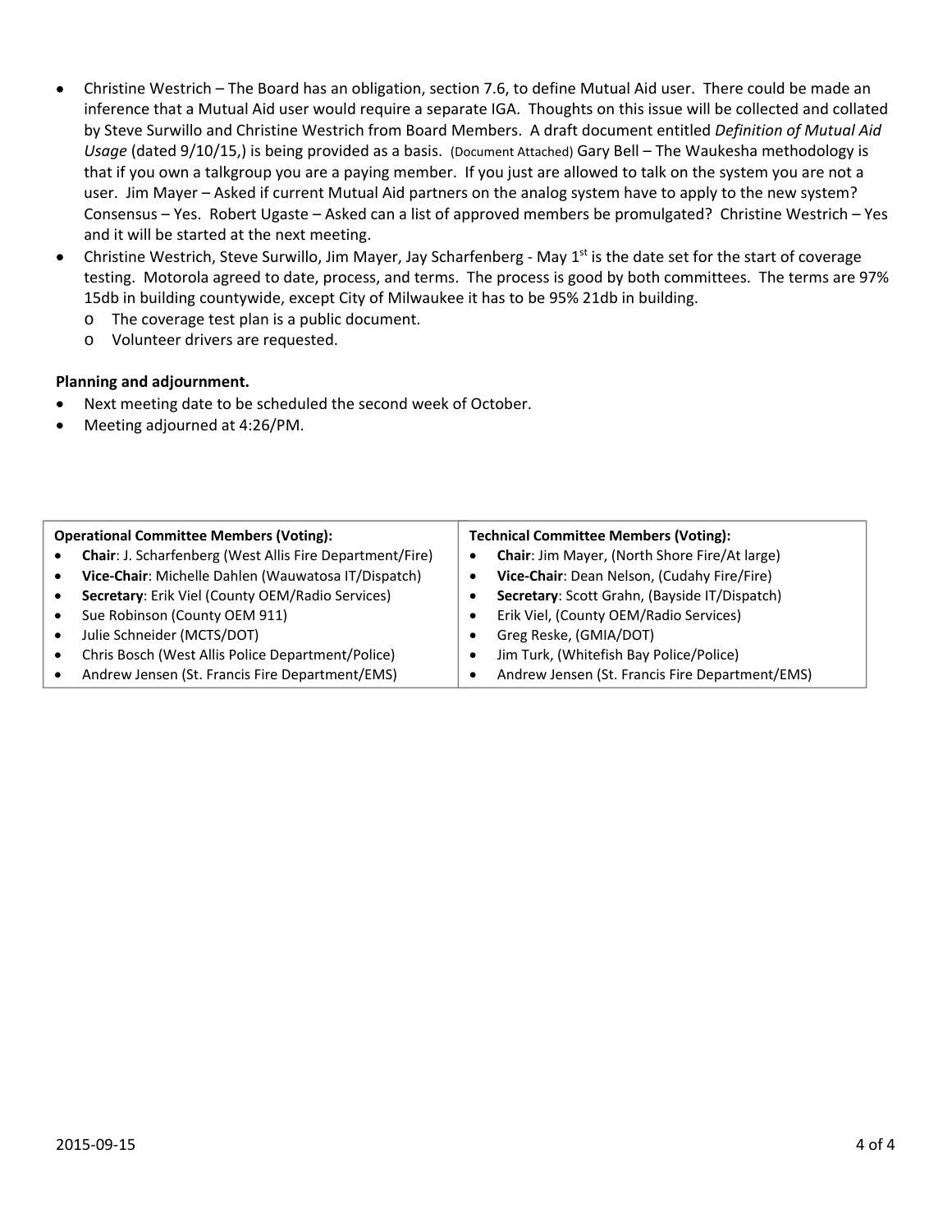- Christine Westrich – The Board has an obligation, section 7.6, to define Mutual Aid user. There could be made an inference that a Mutual Aid user would require a separate IGA. Thoughts on this issue will be collected and collated by Steve Surwillo and Christine Westrich from Board Members. A draft document entitled *Definition of Mutual Aid Usage* (dated 9/10/15,) is being provided as a basis. (Document Attached) Gary Bell – The Waukesha methodology is that if you own a talkgroup you are a paying member. If you just are allowed to talk on the system you are not a user. Jim Mayer – Asked if current Mutual Aid partners on the analog system have to apply to the new system? Consensus – Yes. Robert Ugaste – Asked can a list of approved members be promulgated? Christine Westrich – Yes and it will be started at the next meeting.
- Christine Westrich, Steve Surwillo, Jim Mayer, Jay Scharfenberg - May 1st is the date set for the start of coverage testing. Motorola agreed to date, process, and terms. The process is good by both committees. The terms are 97% 15db in building countywide, except City of Milwaukee it has to be 95% 21db in building.
  - The coverage test plan is a public document.
  - Volunteer drivers are requested.

**Planning and adjournment.**

- Next meeting date to be scheduled the second week of October.
- Meeting adjourned at 4:26/PM.

| **Operational Committee Members (Voting):** | **Technical Committee Members (Voting):** |
|---|---|
| • **Chair**: J. Scharfenberg (West Allis Fire Department/Fire) | • **Chair**: Jim Mayer, (North Shore Fire/At large) |
| • **Vice-Chair**: Michelle Dahlen (Wauwatosa IT/Dispatch) | • **Vice-Chair**: Dean Nelson, (Cudahy Fire/Fire) |
| • **Secretary**: Erik Viel (County OEM/Radio Services) | • **Secretary**: Scott Grahn, (Bayside IT/Dispatch) |
| • Sue Robinson (County OEM 911) | • Erik Viel, (County OEM/Radio Services) |
| • Julie Schneider (MCTS/DOT) | • Greg Reske, (GMIA/DOT) |
| • Chris Bosch (West Allis Police Department/Police) | • Jim Turk, (Whitefish Bay Police/Police) |
| • Andrew Jensen (St. Francis Fire Department/EMS) | • Andrew Jensen (St. Francis Fire Department/EMS) |